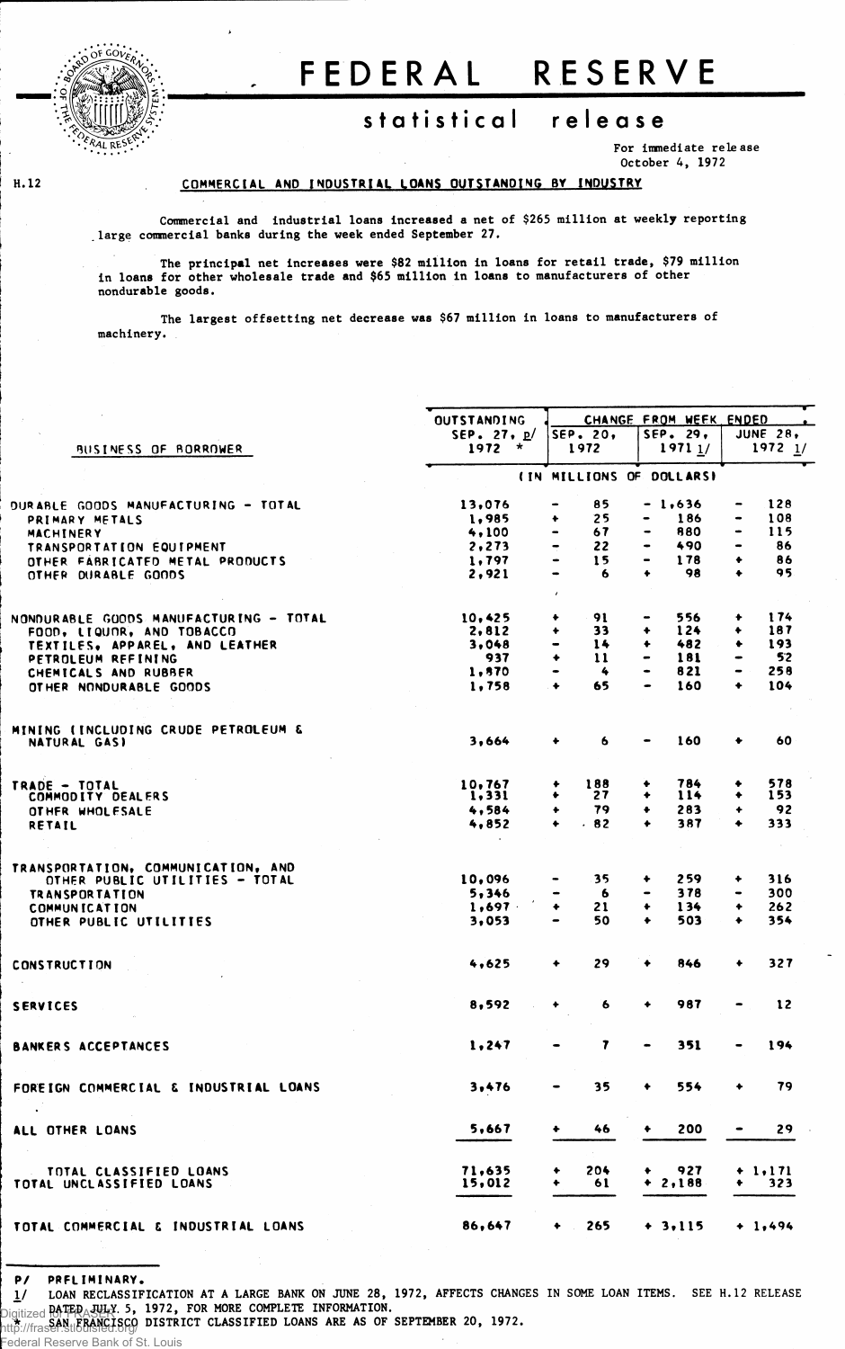# FEDERAL RESERVE

## statistical release

For immediate release
October 4, 1972

H.12

### COMMERCIAL AND INDUSTRIAL LOANS OUTSTANDING BY INDUSTRY

Commercial and industrial loans increased a net of $265 million at weekly reporting large commercial banks during the week ended September 27.

The principal net increases were $82 million in loans for retail trade, $79 million in loans for other wholesale trade and $65 million in loans to manufacturers of other nondurable goods.

The largest offsetting net decrease was $67 million in loans to manufacturers of machinery.

| BUSINESS OF BORROWER | OUTSTANDING SEP. 27, p/ 1972 * | CHANGE FROM WEEK ENDED SEP. 20, 1972 | SEP. 29, 1971 1/ | JUNE 28, 1972 1/ |
|---|---|---|---|---|
| | (IN MILLIONS OF DOLLARS) | | | |
| DURABLE GOODS MANUFACTURING - TOTAL | 13,076 | - 85 | - 1,636 | - 128 |
| PRIMARY METALS | 1,985 | + 25 | - 186 | - 108 |
| MACHINERY | 4,100 | - 67 | - 880 | - 115 |
| TRANSPORTATION EQUIPMENT | 2,273 | - 22 | - 490 | - 86 |
| OTHER FABRICATED METAL PRODUCTS | 1,797 | - 15 | - 178 | + 86 |
| OTHER DURABLE GOODS | 2,921 | - 6 | + 98 | + 95 |
| NONDURABLE GOODS MANUFACTURING - TOTAL | 10,425 | + 91 | - 556 | + 174 |
| FOOD, LIQUOR, AND TOBACCO | 2,812 | + 33 | + 124 | + 187 |
| TEXTILES, APPAREL, AND LEATHER | 3,048 | - 14 | + 482 | + 193 |
| PETROLEUM REFINING | 937 | + 11 | - 181 | - 52 |
| CHEMICALS AND RUBBER | 1,870 | - 4 | - 821 | - 258 |
| OTHER NONDURABLE GOODS | 1,758 | + 65 | - 160 | + 104 |
| MINING (INCLUDING CRUDE PETROLEUM & NATURAL GAS) | 3,664 | + 6 | - 160 | + 60 |
| TRADE - TOTAL | 10,767 | + 188 | + 784 | + 578 |
| COMMODITY DEALERS | 1,331 | + 27 | + 114 | + 153 |
| OTHER WHOLESALE | 4,584 | + 79 | + 283 | + 92 |
| RETAIL | 4,852 | + 82 | + 387 | + 333 |
| TRANSPORTATION, COMMUNICATION, AND OTHER PUBLIC UTILITIES - TOTAL | 10,096 | - 35 | + 259 | + 316 |
| TRANSPORTATION | 5,346 | - 6 | - 378 | - 300 |
| COMMUNICATION | 1,697 | + 21 | + 134 | + 262 |
| OTHER PUBLIC UTILITIES | 3,053 | - 50 | + 503 | + 354 |
| CONSTRUCTION | 4,625 | + 29 | + 846 | + 327 |
| SERVICES | 8,592 | + 6 | + 987 | - 12 |
| BANKERS ACCEPTANCES | 1,247 | - 7 | - 351 | - 194 |
| FOREIGN COMMERCIAL & INDUSTRIAL LOANS | 3,476 | - 35 | + 554 | + 79 |
| ALL OTHER LOANS | 5,667 | + 46 | + 200 | - 29 |
| TOTAL CLASSIFIED LOANS | 71,635 | + 204 | + 927 | + 1,171 |
| TOTAL UNCLASSIFIED LOANS | 15,012 | + 61 | + 2,188 | + 323 |
| TOTAL COMMERCIAL & INDUSTRIAL LOANS | 86,647 | + 265 | + 3,115 | + 1,494 |

P/ PRELIMINARY.
1/ LOAN RECLASSIFICATION AT A LARGE BANK ON JUNE 28, 1972, AFFECTS CHANGES IN SOME LOAN ITEMS. SEE H.12 RELEASE DATED JULY 5, 1972, FOR MORE COMPLETE INFORMATION.
\* SAN FRANCISCO DISTRICT CLASSIFIED LOANS ARE AS OF SEPTEMBER 20, 1972.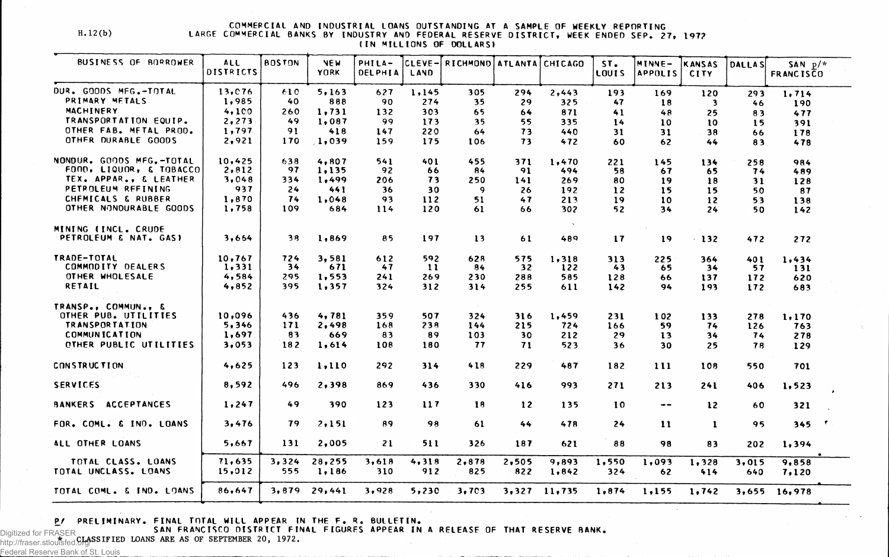H.12(b)

# COMMERCIAL AND INDUSTRIAL LOANS OUTSTANDING AT A SAMPLE OF WEEKLY REPORTING LARGE COMMERCIAL BANKS BY INDUSTRY AND FEDERAL RESERVE DISTRICT, WEEK ENDED SEP. 27, 1972 (IN MILLIONS OF DOLLARS)

| BUSINESS OF BORROWER | ALL DISTRICTS | BOSTON | NEW YORK | PHILA-DELPHIA | CLEVE-LAND | RICHMOND | ATLANTA | CHICAGO | ST. LOUIS | MINNE-APPOLIS | KANSAS CITY | DALLAS | SAN p/* FRANCISCO |
|---|---|---|---|---|---|---|---|---|---|---|---|---|---|
| DUR. GOODS MFG.-TOTAL | 13,076 | 610 | 5,163 | 627 | 1,145 | 305 | 294 | 2,443 | 193 | 169 | 120 | 293 | 1,714 |
| PRIMARY METALS | 1,985 | 40 | 888 | 90 | 274 | 35 | 29 | 325 | 47 | 18 | 3 | 46 | 190 |
| MACHINERY | 4,100 | 260 | 1,731 | 132 | 303 | 65 | 64 | 871 | 41 | 48 | 25 | 83 | 477 |
| TRANSPORTATION EQUIP. | 2,273 | 49 | 1,087 | 99 | 173 | 35 | 55 | 335 | 14 | 10 | 10 | 15 | 391 |
| OTHER FAB. METAL PROD. | 1,797 | 91 | 418 | 147 | 220 | 64 | 73 | 440 | 31 | 31 | 38 | 66 | 178 |
| OTHER DURABLE GOODS | 2,921 | 170 | 1,039 | 159 | 175 | 106 | 73 | 472 | 60 | 62 | 44 | 83 | 478 |
| NONDUR. GOODS MFG.-TOTAL | 10,425 | 638 | 4,807 | 541 | 401 | 455 | 371 | 1,470 | 221 | 145 | 134 | 258 | 984 |
| FOOD, LIQUOR, & TOBACCO | 2,812 | 97 | 1,135 | 92 | 66 | 84 | 91 | 494 | 58 | 67 | 65 | 74 | 489 |
| TEX. APPAR., & LEATHER | 3,048 | 334 | 1,499 | 206 | 73 | 250 | 141 | 269 | 80 | 19 | 18 | 31 | 128 |
| PETROLEUM REFINING | 937 | 24 | 441 | 36 | 30 | 9 | 26 | 192 | 12 | 15 | 15 | 50 | 87 |
| CHEMICALS & RUBBER | 1,870 | 74 | 1,048 | 93 | 112 | 51 | 47 | 213 | 19 | 10 | 12 | 53 | 138 |
| OTHER NONDURABLE GOODS | 1,758 | 109 | 684 | 114 | 120 | 61 | 66 | 302 | 52 | 34 | 24 | 50 | 142 |
| MINING (INCL. CRUDE PETROLEUM & NAT. GAS) | 3,664 | 38 | 1,869 | 85 | 197 | 13 | 61 | 489 | 17 | 19 | 132 | 472 | 272 |
| TRADE-TOTAL | 10,767 | 724 | 3,581 | 612 | 592 | 628 | 575 | 1,318 | 313 | 225 | 364 | 401 | 1,434 |
| COMMODITY DEALERS | 1,331 | 34 | 671 | 47 | 11 | 84 | 32 | 122 | 43 | 65 | 34 | 57 | 131 |
| OTHER WHOLESALE | 4,584 | 295 | 1,553 | 241 | 269 | 230 | 288 | 585 | 128 | 66 | 137 | 172 | 620 |
| RETAIL | 4,852 | 395 | 1,357 | 324 | 312 | 314 | 255 | 611 | 142 | 94 | 193 | 172 | 683 |
| TRANSP., COMMUN., & OTHER PUB. UTILITIES | 10,096 | 436 | 4,781 | 359 | 507 | 324 | 316 | 1,459 | 231 | 102 | 133 | 278 | 1,170 |
| TRANSPORTATION | 5,346 | 171 | 2,498 | 168 | 238 | 144 | 215 | 724 | 166 | 59 | 74 | 126 | 763 |
| COMMUNICATION | 1,697 | 83 | 669 | 83 | 89 | 103 | 30 | 212 | 29 | 13 | 34 | 74 | 278 |
| OTHER PUBLIC UTILITIES | 3,053 | 182 | 1,614 | 108 | 180 | 77 | 71 | 523 | 36 | 30 | 25 | 78 | 129 |
| CONSTRUCTION | 4,625 | 123 | 1,110 | 292 | 314 | 418 | 229 | 487 | 182 | 111 | 108 | 550 | 701 |
| SERVICES | 8,592 | 496 | 2,398 | 869 | 436 | 330 | 416 | 993 | 271 | 213 | 241 | 406 | 1,523 |
| BANKERS ACCEPTANCES | 1,247 | 49 | 390 | 123 | 117 | 18 | 12 | 135 | 10 | -- | 12 | 60 | 321 |
| FOR. COML. & IND. LOANS | 3,476 | 79 | 2,151 | 89 | 98 | 61 | 44 | 478 | 24 | 11 | 1 | 95 | 345 |
| ALL OTHER LOANS | 5,667 | 131 | 2,005 | 21 | 511 | 326 | 187 | 621 | 88 | 98 | 83 | 202 | 1,394 |
| TOTAL CLASS. LOANS | 71,635 | 3,324 | 28,255 | 3,618 | 4,318 | 2,878 | 2,505 | 9,893 | 1,550 | 1,093 | 1,328 | 3,015 | 9,858 |
| TOTAL UNCLASS. LOANS | 15,012 | 555 | 1,186 | 310 | 912 | 825 | 822 | 1,842 | 324 | 62 | 414 | 640 | 7,120 |
| TOTAL COML. & IND. LOANS | 86,647 | 3,879 | 29,441 | 3,928 | 5,230 | 3,703 | 3,327 | 11,735 | 1,874 | 1,155 | 1,742 | 3,655 | 16,978 |

P/ PRELIMINARY. FINAL TOTAL WILL APPEAR IN THE F. R. BULLETIN.
SAN FRANCISCO DISTRICT FINAL FIGURES APPEAR IN A RELEASE OF THAT RESERVE BANK.
\* CLASSIFIED LOANS ARE AS OF SEPTEMBER 20, 1972.